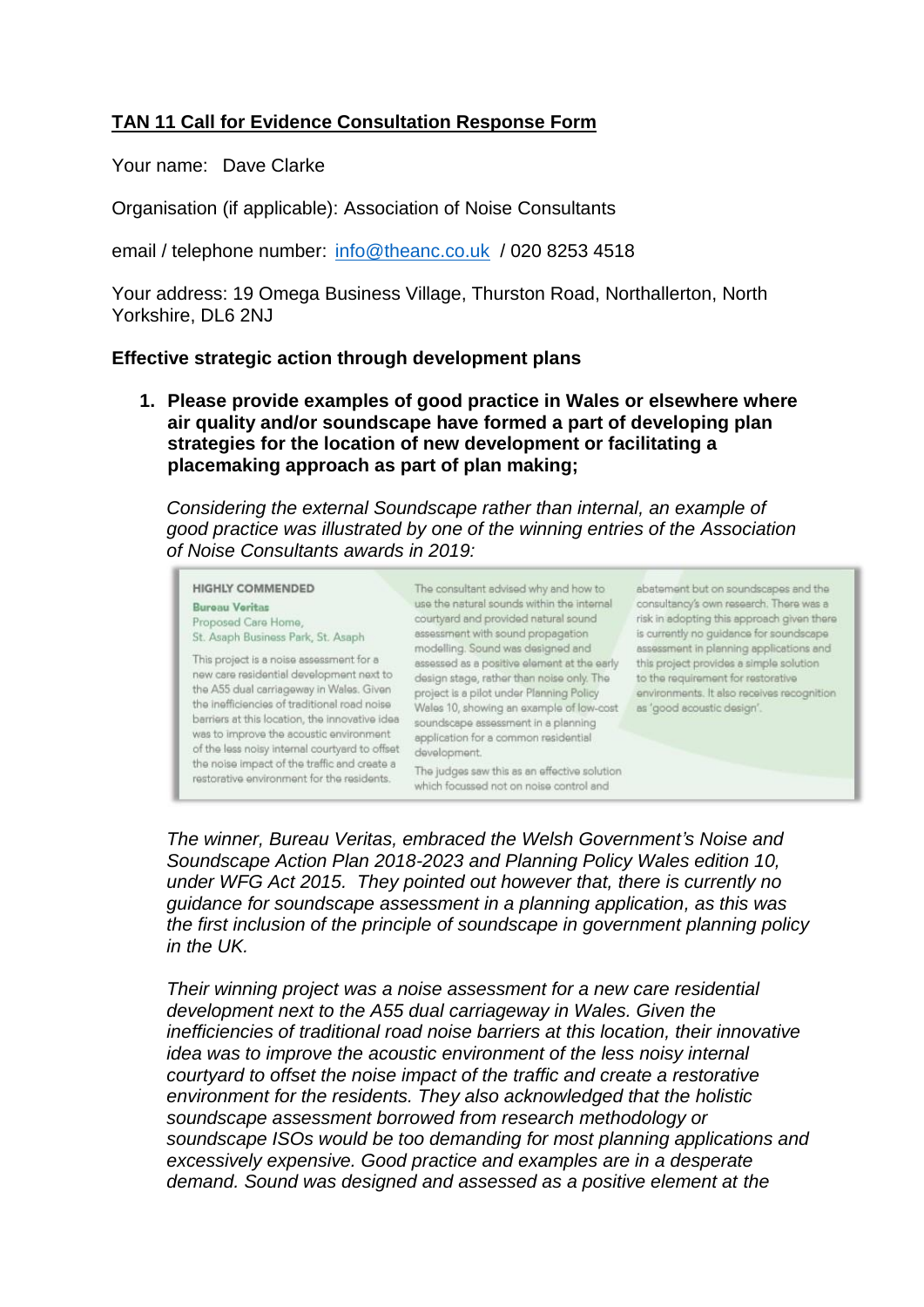**TAN 11 Call for Evidence Consultation Response Form**

Your name: Dave Clarke

Organisation (if applicable): Association of Noise Consultants

email / telephone number: info@theanc.co.uk / 020 8253 4518

Your address: 19 Omega Business Village, Thurston Road, Northallerton, North Yorkshire, DL6 2NJ

**Effective strategic action through development plans**

1. **Please provide examples of good practice in Wales or elsewhere where air quality and/or soundscape have formed a part of developing plan strategies for the location of new development or facilitating a placemaking approach as part of plan making;**

   *Considering the external Soundscape rather than internal, an example of good practice was illustrated by one of the winning entries of the Association of Noise Consultants awards in 2019:*

   > **HIGHLY COMMENDED**
   >
   > **Bureau Veritas**
   >
   > Proposed Care Home, St. Asaph Business Park, St. Asaph
   >
   > This project is a noise assessment for a new care residential development next to the A55 dual carriageway in Wales. Given the inefficiencies of traditional road noise barriers at this location, the innovative idea was to improve the acoustic environment of the less noisy internal courtyard to offset the noise impact of the traffic and create a restorative environment for the residents. The consultant advised why and how to use the natural sounds within the internal courtyard and provided natural sound assessment with sound propagation modelling. Sound was designed and assessed as a positive element at the early design stage, rather than noise only. The project is a pilot under Planning Policy Wales 10, showing an example of low-cost soundscape assessment in a planning application for a common residential development.
   >
   > The judges saw this as an effective solution which focussed not on noise control and abatement but on soundscapes and the consultancy's own research. There was a risk in adopting this approach given there is currently no guidance for soundscape assessment in planning applications and this project provides a simple solution to the requirement for restorative environments. It also receives recognition as 'good acoustic design'.

   *The winner, Bureau Veritas, embraced the Welsh Government's Noise and Soundscape Action Plan 2018-2023 and Planning Policy Wales edition 10, under WFG Act 2015. They pointed out however that, there is currently no guidance for soundscape assessment in a planning application, as this was the first inclusion of the principle of soundscape in government planning policy in the UK.*

   *Their winning project was a noise assessment for a new care residential development next to the A55 dual carriageway in Wales. Given the inefficiencies of traditional road noise barriers at this location, their innovative idea was to improve the acoustic environment of the less noisy internal courtyard to offset the noise impact of the traffic and create a restorative environment for the residents. They also acknowledged that the holistic soundscape assessment borrowed from research methodology or soundscape ISOs would be too demanding for most planning applications and excessively expensive. Good practice and examples are in a desperate demand. Sound was designed and assessed as a positive element at the*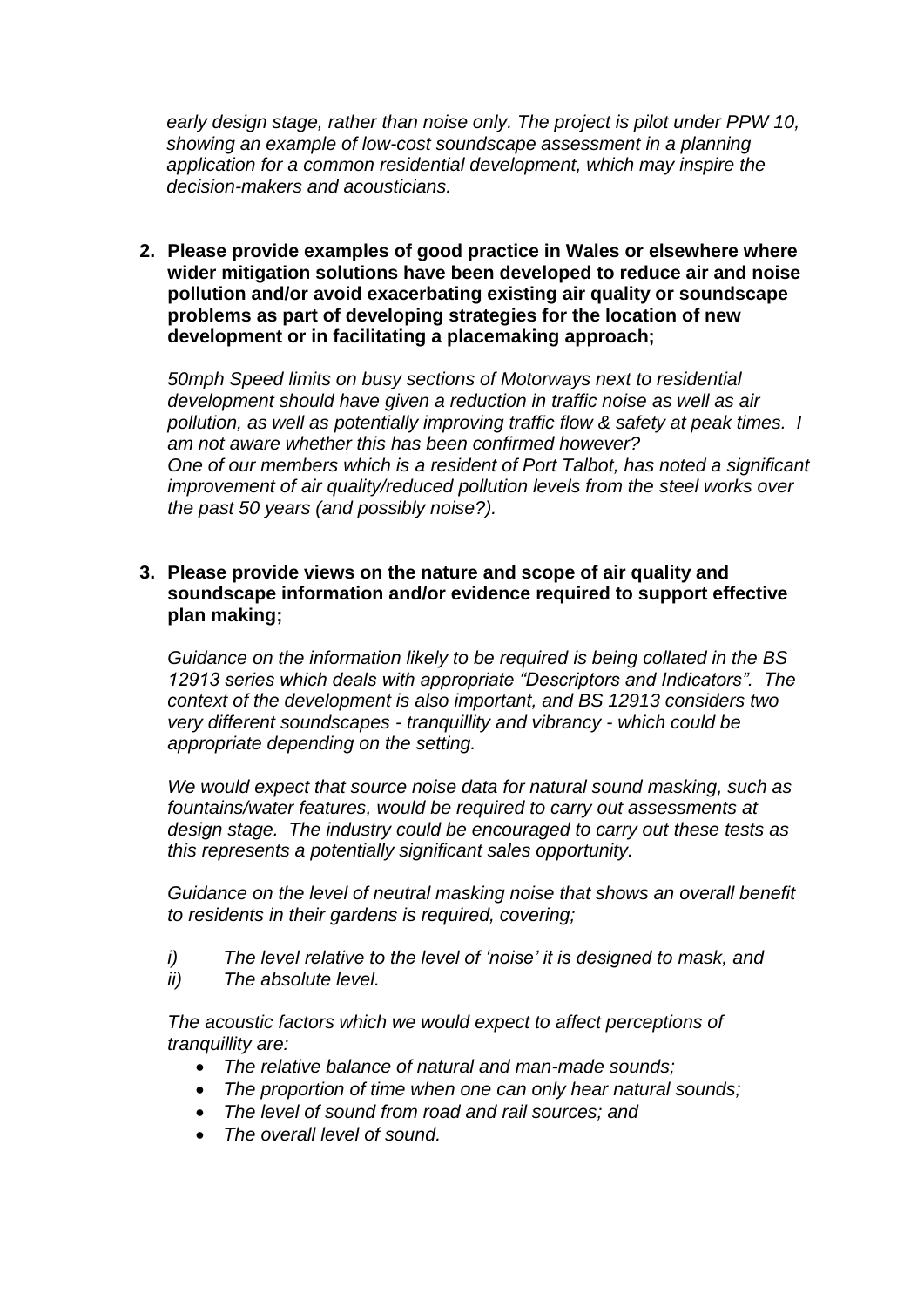*early design stage, rather than noise only. The project is pilot under PPW 10, showing an example of low-cost soundscape assessment in a planning application for a common residential development, which may inspire the decision-makers and acousticians.*

2. **Please provide examples of good practice in Wales or elsewhere where wider mitigation solutions have been developed to reduce air and noise pollution and/or avoid exacerbating existing air quality or soundscape problems as part of developing strategies for the location of new development or in facilitating a placemaking approach;**

   *50mph Speed limits on busy sections of Motorways next to residential development should have given a reduction in traffic noise as well as air pollution, as well as potentially improving traffic flow & safety at peak times. I am not aware whether this has been confirmed however?*
   *One of our members which is a resident of Port Talbot, has noted a significant improvement of air quality/reduced pollution levels from the steel works over the past 50 years (and possibly noise?).*

3. **Please provide views on the nature and scope of air quality and soundscape information and/or evidence required to support effective plan making;**

   *Guidance on the information likely to be required is being collated in the BS 12913 series which deals with appropriate "Descriptors and Indicators". The context of the development is also important, and BS 12913 considers two very different soundscapes - tranquillity and vibrancy - which could be appropriate depending on the setting.*

   *We would expect that source noise data for natural sound masking, such as fountains/water features, would be required to carry out assessments at design stage. The industry could be encouraged to carry out these tests as this represents a potentially significant sales opportunity.*

   *Guidance on the level of neutral masking noise that shows an overall benefit to residents in their gardens is required, covering;*

   *i) The level relative to the level of 'noise' it is designed to mask, and*
   *ii) The absolute level.*

   *The acoustic factors which we would expect to affect perceptions of tranquillity are:*

   - *The relative balance of natural and man-made sounds;*
   - *The proportion of time when one can only hear natural sounds;*
   - *The level of sound from road and rail sources; and*
   - *The overall level of sound.*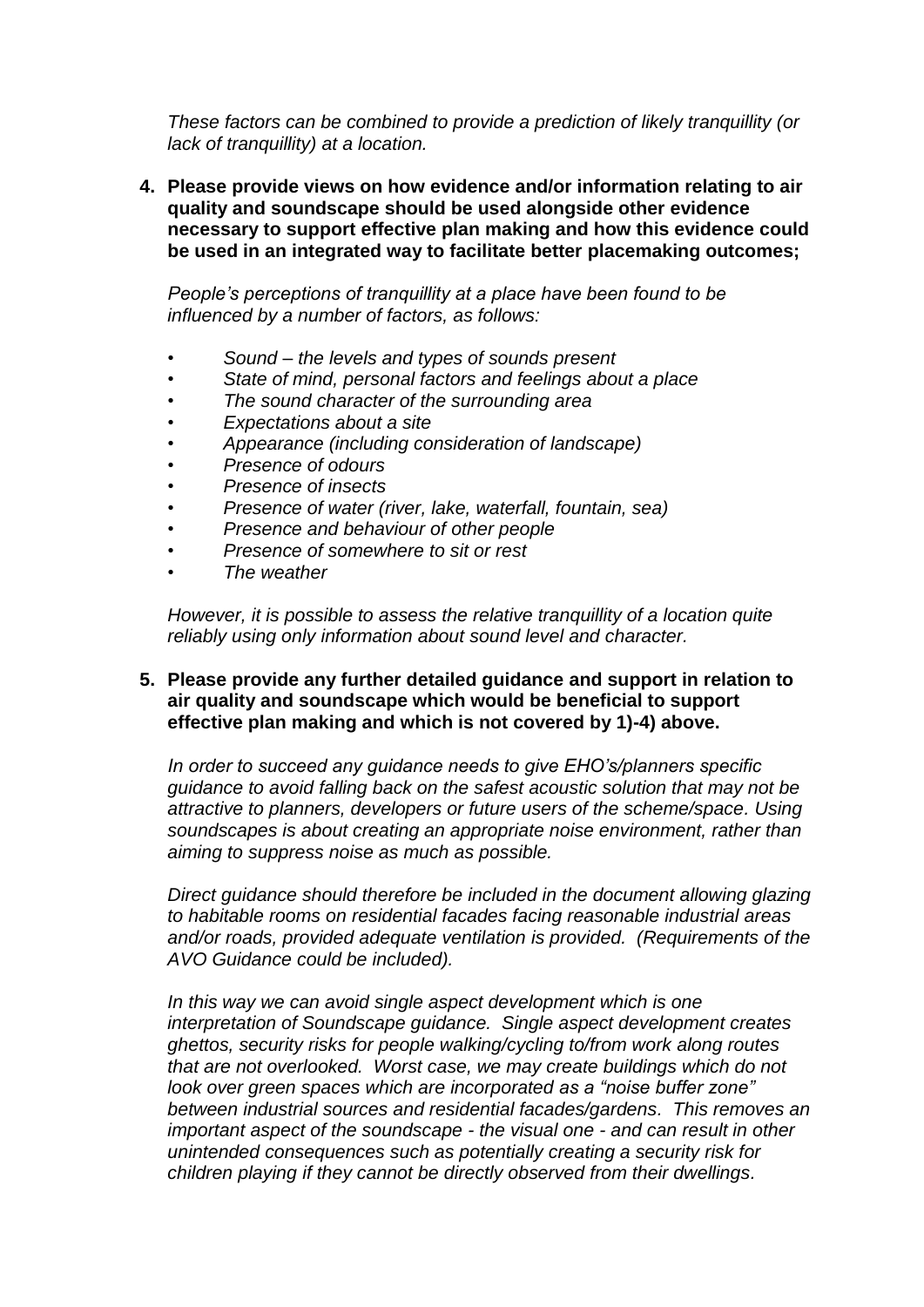*These factors can be combined to provide a prediction of likely tranquillity (or lack of tranquillity) at a location.*

4. **Please provide views on how evidence and/or information relating to air quality and soundscape should be used alongside other evidence necessary to support effective plan making and how this evidence could be used in an integrated way to facilitate better placemaking outcomes;**

   *People's perceptions of tranquillity at a place have been found to be influenced by a number of factors, as follows:*

   - *Sound – the levels and types of sounds present*
   - *State of mind, personal factors and feelings about a place*
   - *The sound character of the surrounding area*
   - *Expectations about a site*
   - *Appearance (including consideration of landscape)*
   - *Presence of odours*
   - *Presence of insects*
   - *Presence of water (river, lake, waterfall, fountain, sea)*
   - *Presence and behaviour of other people*
   - *Presence of somewhere to sit or rest*
   - *The weather*

   *However, it is possible to assess the relative tranquillity of a location quite reliably using only information about sound level and character.*

5. **Please provide any further detailed guidance and support in relation to air quality and soundscape which would be beneficial to support effective plan making and which is not covered by 1)-4) above.**

   *In order to succeed any guidance needs to give EHO's/planners specific guidance to avoid falling back on the safest acoustic solution that may not be attractive to planners, developers or future users of the scheme/space. Using soundscapes is about creating an appropriate noise environment, rather than aiming to suppress noise as much as possible.*

   *Direct guidance should therefore be included in the document allowing glazing to habitable rooms on residential facades facing reasonable industrial areas and/or roads, provided adequate ventilation is provided. (Requirements of the AVO Guidance could be included).*

   *In this way we can avoid single aspect development which is one interpretation of Soundscape guidance. Single aspect development creates ghettos, security risks for people walking/cycling to/from work along routes that are not overlooked. Worst case, we may create buildings which do not look over green spaces which are incorporated as a "noise buffer zone" between industrial sources and residential facades/gardens. This removes an important aspect of the soundscape - the visual one - and can result in other unintended consequences such as potentially creating a security risk for children playing if they cannot be directly observed from their dwellings.*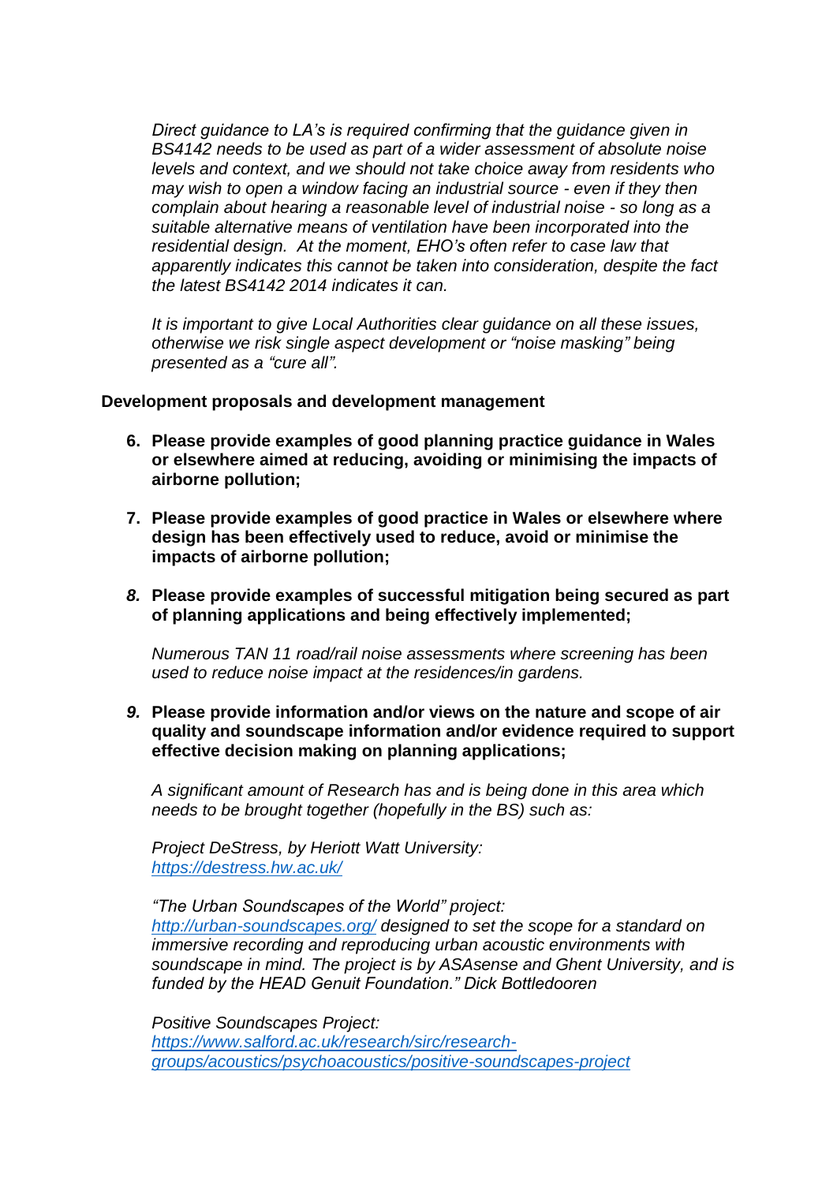*Direct guidance to LA's is required confirming that the guidance given in BS4142 needs to be used as part of a wider assessment of absolute noise levels and context, and we should not take choice away from residents who may wish to open a window facing an industrial source - even if they then complain about hearing a reasonable level of industrial noise - so long as a suitable alternative means of ventilation have been incorporated into the residential design. At the moment, EHO's often refer to case law that apparently indicates this cannot be taken into consideration, despite the fact the latest BS4142 2014 indicates it can.*

*It is important to give Local Authorities clear guidance on all these issues, otherwise we risk single aspect development or "noise masking" being presented as a "cure all".*

**Development proposals and development management**

6. **Please provide examples of good planning practice guidance in Wales or elsewhere aimed at reducing, avoiding or minimising the impacts of airborne pollution;**

7. **Please provide examples of good practice in Wales or elsewhere where design has been effectively used to reduce, avoid or minimise the impacts of airborne pollution;**

8. **Please provide examples of successful mitigation being secured as part of planning applications and being effectively implemented;**

   *Numerous TAN 11 road/rail noise assessments where screening has been used to reduce noise impact at the residences/in gardens.*

9. **Please provide information and/or views on the nature and scope of air quality and soundscape information and/or evidence required to support effective decision making on planning applications;**

   *A significant amount of Research has and is being done in this area which needs to be brought together (hopefully in the BS) such as:*

   *Project DeStress, by Heriott Watt University:*
   *https://destress.hw.ac.uk/*

   *"The Urban Soundscapes of the World" project:*
   *http://urban-soundscapes.org/ designed to set the scope for a standard on immersive recording and reproducing urban acoustic environments with soundscape in mind. The project is by ASAsense and Ghent University, and is funded by the HEAD Genuit Foundation." Dick Bottledooren*

   *Positive Soundscapes Project:*
   *https://www.salford.ac.uk/research/sirc/research-groups/acoustics/psychoacoustics/positive-soundscapes-project*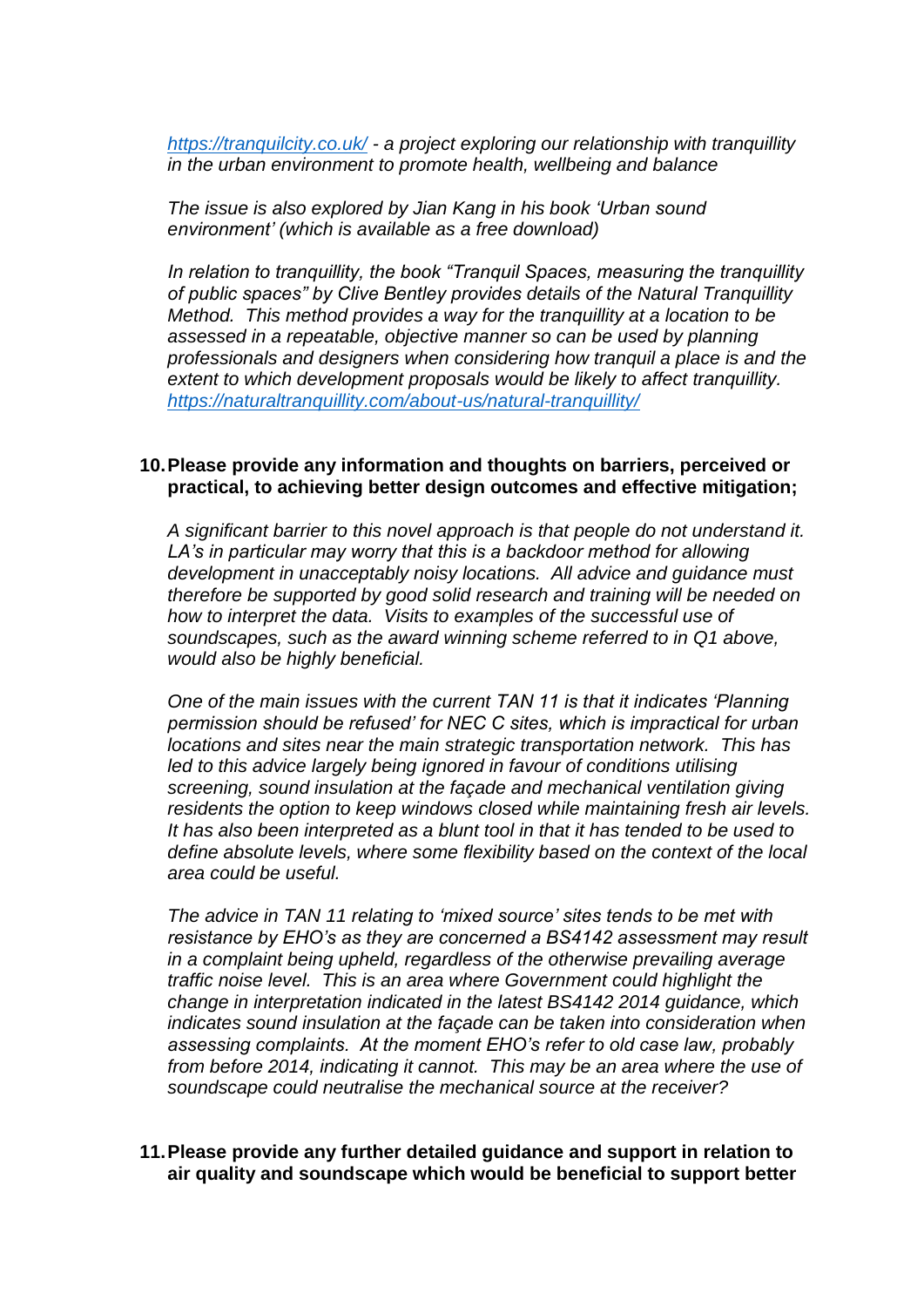*[https://tranquilcity.co.uk/](https://tranquilcity.co.uk/) - a project exploring our relationship with tranquillity in the urban environment to promote health, wellbeing and balance*

*The issue is also explored by Jian Kang in his book 'Urban sound environment' (which is available as a free download)*

*In relation to tranquillity, the book "Tranquil Spaces, measuring the tranquillity of public spaces" by Clive Bentley provides details of the Natural Tranquillity Method. This method provides a way for the tranquillity at a location to be assessed in a repeatable, objective manner so can be used by planning professionals and designers when considering how tranquil a place is and the extent to which development proposals would be likely to affect tranquillity. [https://naturaltranquillity.com/about-us/natural-tranquillity/](https://naturaltranquillity.com/about-us/natural-tranquillity/)*

**10. Please provide any information and thoughts on barriers, perceived or practical, to achieving better design outcomes and effective mitigation;**

*A significant barrier to this novel approach is that people do not understand it. LA's in particular may worry that this is a backdoor method for allowing development in unacceptably noisy locations. All advice and guidance must therefore be supported by good solid research and training will be needed on how to interpret the data. Visits to examples of the successful use of soundscapes, such as the award winning scheme referred to in Q1 above, would also be highly beneficial.*

*One of the main issues with the current TAN 11 is that it indicates 'Planning permission should be refused' for NEC C sites, which is impractical for urban locations and sites near the main strategic transportation network. This has led to this advice largely being ignored in favour of conditions utilising screening, sound insulation at the façade and mechanical ventilation giving residents the option to keep windows closed while maintaining fresh air levels. It has also been interpreted as a blunt tool in that it has tended to be used to define absolute levels, where some flexibility based on the context of the local area could be useful.*

*The advice in TAN 11 relating to 'mixed source' sites tends to be met with resistance by EHO's as they are concerned a BS4142 assessment may result in a complaint being upheld, regardless of the otherwise prevailing average traffic noise level. This is an area where Government could highlight the change in interpretation indicated in the latest BS4142 2014 guidance, which indicates sound insulation at the façade can be taken into consideration when assessing complaints. At the moment EHO's refer to old case law, probably from before 2014, indicating it cannot. This may be an area where the use of soundscape could neutralise the mechanical source at the receiver?*

**11. Please provide any further detailed guidance and support in relation to air quality and soundscape which would be beneficial to support better**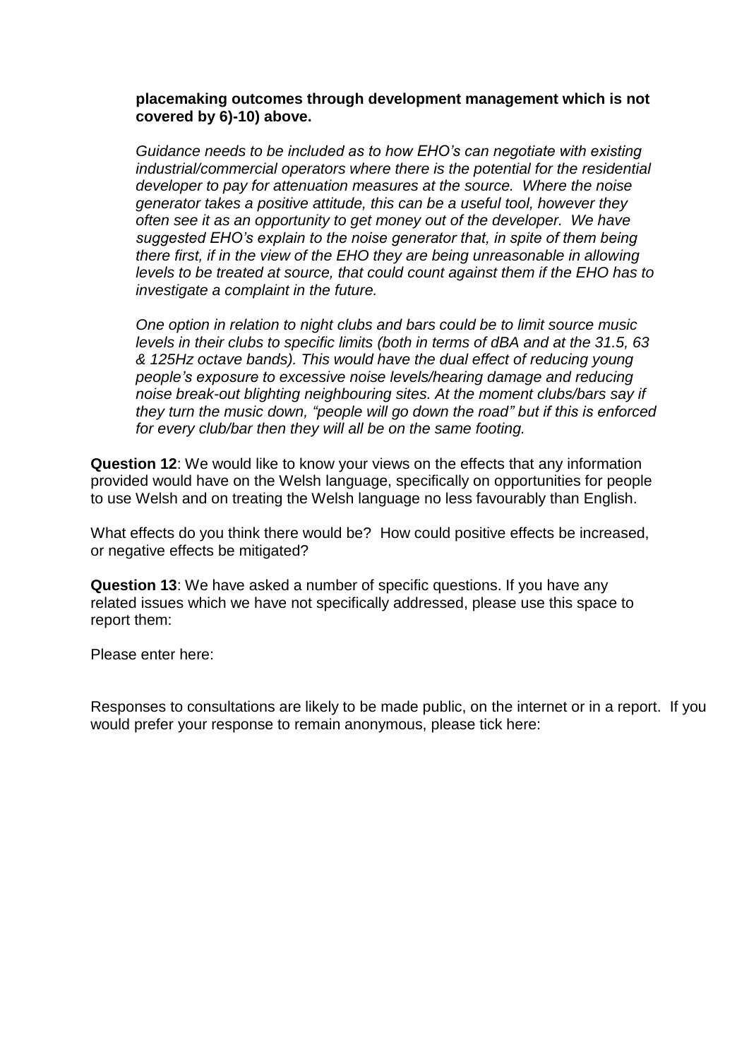**placemaking outcomes through development management which is not covered by 6)-10) above.**

*Guidance needs to be included as to how EHO's can negotiate with existing industrial/commercial operators where there is the potential for the residential developer to pay for attenuation measures at the source. Where the noise generator takes a positive attitude, this can be a useful tool, however they often see it as an opportunity to get money out of the developer. We have suggested EHO's explain to the noise generator that, in spite of them being there first, if in the view of the EHO they are being unreasonable in allowing levels to be treated at source, that could count against them if the EHO has to investigate a complaint in the future.*

*One option in relation to night clubs and bars could be to limit source music levels in their clubs to specific limits (both in terms of dBA and at the 31.5, 63 & 125Hz octave bands). This would have the dual effect of reducing young people's exposure to excessive noise levels/hearing damage and reducing noise break-out blighting neighbouring sites. At the moment clubs/bars say if they turn the music down, "people will go down the road" but if this is enforced for every club/bar then they will all be on the same footing.*

**Question 12**: We would like to know your views on the effects that any information provided would have on the Welsh language, specifically on opportunities for people to use Welsh and on treating the Welsh language no less favourably than English.

What effects do you think there would be? How could positive effects be increased, or negative effects be mitigated?

**Question 13**: We have asked a number of specific questions. If you have any related issues which we have not specifically addressed, please use this space to report them:

Please enter here:

Responses to consultations are likely to be made public, on the internet or in a report. If you would prefer your response to remain anonymous, please tick here: